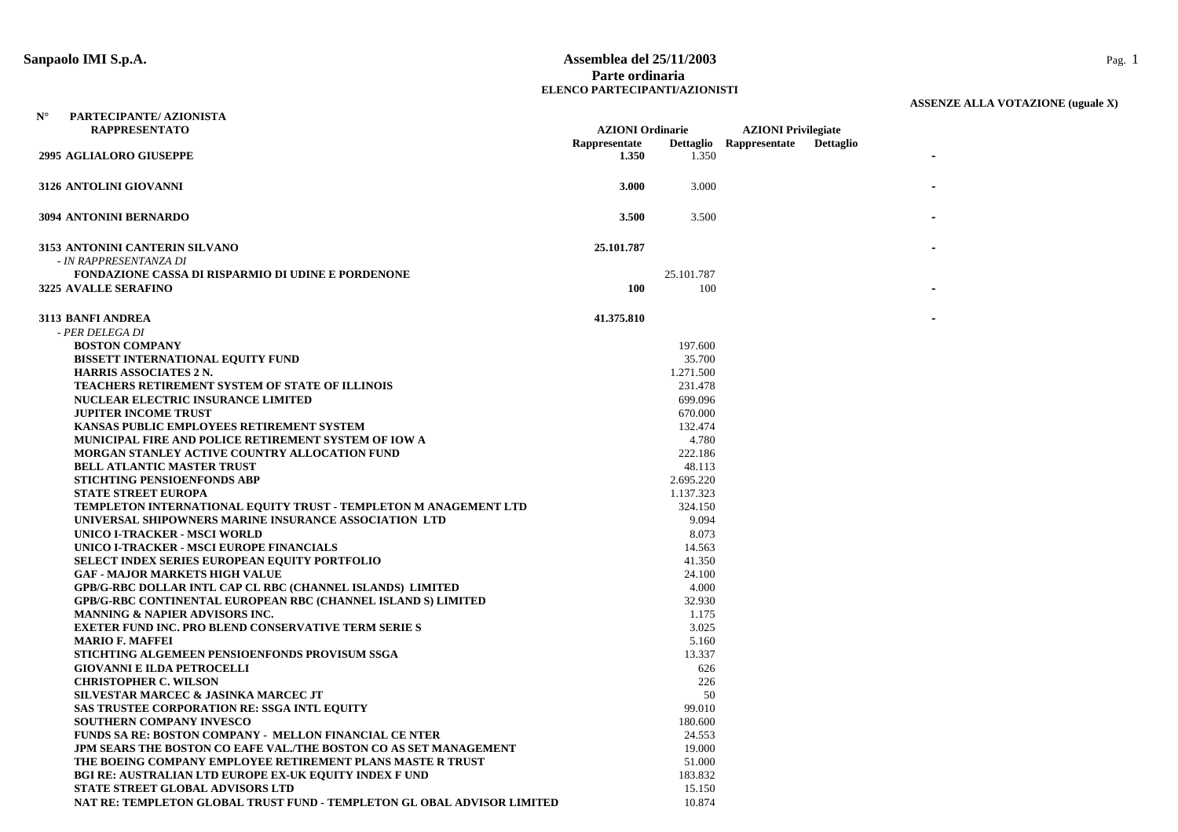**Sanpaolo IMI S.p.A.**

**Assemblea del 25/11/2003**
**Parte ordinaria**
**ELENCO PARTECIPANTI/AZIONISTI**

**ASSENZE ALLA VOTAZIONE (uguale X)**

| N° | PARTECIPANTE/ AZIONISTA RAPPRESENTATO | AZIONI Ordinarie Rappresentate | AZIONI Ordinarie Dettaglio | AZIONI Privilegiate Rappresentate | AZIONI Privilegiate Dettaglio | |
|---|---|---|---|---|---|---|
| 2995 | **AGLIALORO GIUSEPPE** | **1.350** | 1.350 | | | - |
| 3126 | **ANTOLINI GIOVANNI** | **3.000** | 3.000 | | | - |
| 3094 | **ANTONINI BERNARDO** | **3.500** | 3.500 | | | - |
| 3153 | **ANTONINI CANTERIN SILVANO** | **25.101.787** | | | | - |
| | *- IN RAPPRESENTANZA DI* | | | | | |
| | **FONDAZIONE CASSA DI RISPARMIO DI UDINE E PORDENONE** | | 25.101.787 | | | |
| 3225 | **AVALLE SERAFINO** | **100** | 100 | | | - |
| 3113 | **BANFI ANDREA** | **41.375.810** | | | | - |
| | *- PER DELEGA DI* | | | | | |
| | **BOSTON COMPANY** | | 197.600 | | | |
| | **BISSETT INTERNATIONAL EQUITY FUND** | | 35.700 | | | |
| | **HARRIS ASSOCIATES 2 N.** | | 1.271.500 | | | |
| | **TEACHERS RETIREMENT SYSTEM OF STATE OF ILLINOIS** | | 231.478 | | | |
| | **NUCLEAR ELECTRIC INSURANCE LIMITED** | | 699.096 | | | |
| | **JUPITER INCOME TRUST** | | 670.000 | | | |
| | **KANSAS PUBLIC EMPLOYEES RETIREMENT SYSTEM** | | 132.474 | | | |
| | **MUNICIPAL FIRE AND POLICE RETIREMENT SYSTEM OF IOW A** | | 4.780 | | | |
| | **MORGAN STANLEY ACTIVE COUNTRY ALLOCATION FUND** | | 222.186 | | | |
| | **BELL ATLANTIC MASTER TRUST** | | 48.113 | | | |
| | **STICHTING PENSIOENFONDS ABP** | | 2.695.220 | | | |
| | **STATE STREET EUROPA** | | 1.137.323 | | | |
| | **TEMPLETON INTERNATIONAL EQUITY TRUST - TEMPLETON M ANAGEMENT LTD** | | 324.150 | | | |
| | **UNIVERSAL SHIPOWNERS MARINE INSURANCE ASSOCIATION LTD** | | 9.094 | | | |
| | **UNICO I-TRACKER - MSCI WORLD** | | 8.073 | | | |
| | **UNICO I-TRACKER - MSCI EUROPE FINANCIALS** | | 14.563 | | | |
| | **SELECT INDEX SERIES EUROPEAN EQUITY PORTFOLIO** | | 41.350 | | | |
| | **GAF - MAJOR MARKETS HIGH VALUE** | | 24.100 | | | |
| | **GPB/G-RBC DOLLAR INTL CAP CL RBC (CHANNEL ISLANDS) LIMITED** | | 4.000 | | | |
| | **GPB/G-RBC CONTINENTAL EUROPEAN RBC (CHANNEL ISLAND S) LIMITED** | | 32.930 | | | |
| | **MANNING & NAPIER ADVISORS INC.** | | 1.175 | | | |
| | **EXETER FUND INC. PRO BLEND CONSERVATIVE TERM SERIE S** | | 3.025 | | | |
| | **MARIO F. MAFFEI** | | 5.160 | | | |
| | **STICHTING ALGEMEEN PENSIOENFONDS PROVISUM SSGA** | | 13.337 | | | |
| | **GIOVANNI E ILDA PETROCELLI** | | 626 | | | |
| | **CHRISTOPHER C. WILSON** | | 226 | | | |
| | **SILVESTAR MARCEC & JASINKA MARCEC JT** | | 50 | | | |
| | **SAS TRUSTEE CORPORATION RE: SSGA INTL EQUITY** | | 99.010 | | | |
| | **SOUTHERN COMPANY INVESCO** | | 180.600 | | | |
| | **FUNDS SA RE: BOSTON COMPANY - MELLON FINANCIAL CE NTER** | | 24.553 | | | |
| | **JPM SEARS THE BOSTON CO EAFE VAL./THE BOSTON CO AS SET MANAGEMENT** | | 19.000 | | | |
| | **THE BOEING COMPANY EMPLOYEE RETIREMENT PLANS MASTE R TRUST** | | 51.000 | | | |
| | **BGI RE: AUSTRALIAN LTD EUROPE EX-UK EQUITY INDEX F UND** | | 183.832 | | | |
| | **STATE STREET GLOBAL ADVISORS LTD** | | 15.150 | | | |
| | **NAT RE: TEMPLETON GLOBAL TRUST FUND - TEMPLETON GL OBAL ADVISOR LIMITED** | | 10.874 | | | |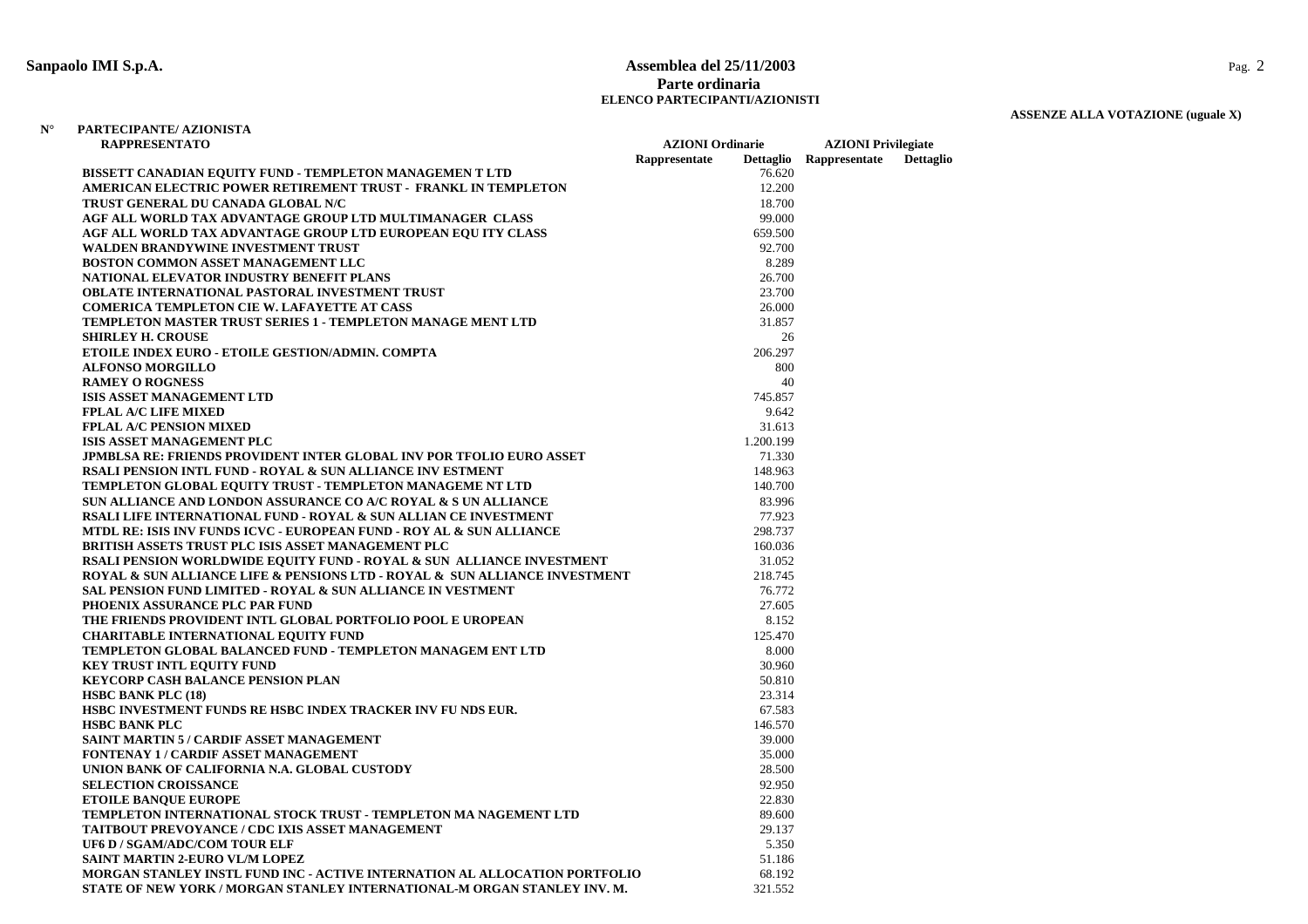**Sanpaolo IMI S.p.A.**

**Assemblea del 25/11/2003**
**Parte ordinaria**
**ELENCO PARTECIPANTI/AZIONISTI**

**ASSENZE ALLA VOTAZIONE (uguale X)**

| N° | PARTECIPANTE/ AZIONISTA RAPPRESENTATO | AZIONI Ordinarie Rappresentate | Dettaglio | AZIONI Privilegiate Rappresentate | Dettaglio |
|---|---|---|---|---|---|
| | BISSETT CANADIAN EQUITY FUND - TEMPLETON MANAGEMEN T LTD | | 76.620 | | |
| | AMERICAN ELECTRIC POWER RETIREMENT TRUST - FRANKL IN TEMPLETON | | 12.200 | | |
| | TRUST GENERAL DU CANADA GLOBAL N/C | | 18.700 | | |
| | AGF ALL WORLD TAX ADVANTAGE GROUP LTD MULTIMANAGER CLASS | | 99.000 | | |
| | AGF ALL WORLD TAX ADVANTAGE GROUP LTD EUROPEAN EQU ITY CLASS | | 659.500 | | |
| | WALDEN BRANDYWINE INVESTMENT TRUST | | 92.700 | | |
| | BOSTON COMMON ASSET MANAGEMENT LLC | | 8.289 | | |
| | NATIONAL ELEVATOR INDUSTRY BENEFIT PLANS | | 26.700 | | |
| | OBLATE INTERNATIONAL PASTORAL INVESTMENT TRUST | | 23.700 | | |
| | COMERICA TEMPLETON CIE W. LAFAYETTE AT CASS | | 26.000 | | |
| | TEMPLETON MASTER TRUST SERIES 1 - TEMPLETON MANAGE MENT LTD | | 31.857 | | |
| | SHIRLEY H. CROUSE | | 26 | | |
| | ETOILE INDEX EURO - ETOILE GESTION/ADMIN. COMPTA | | 206.297 | | |
| | ALFONSO MORGILLO | | 800 | | |
| | RAMEY O ROGNESS | | 40 | | |
| | ISIS ASSET MANAGEMENT LTD | | 745.857 | | |
| | FPLAL A/C LIFE MIXED | | 9.642 | | |
| | FPLAL A/C PENSION MIXED | | 31.613 | | |
| | ISIS ASSET MANAGEMENT PLC | | 1.200.199 | | |
| | JPMBLSA RE: FRIENDS PROVIDENT INTER GLOBAL INV POR TFOLIO EURO ASSET | | 71.330 | | |
| | RSALI PENSION INTL FUND - ROYAL & SUN ALLIANCE INV ESTMENT | | 148.963 | | |
| | TEMPLETON GLOBAL EQUITY TRUST - TEMPLETON MANAGEME NT LTD | | 140.700 | | |
| | SUN ALLIANCE AND LONDON ASSURANCE CO A/C ROYAL & S UN ALLIANCE | | 83.996 | | |
| | RSALI LIFE INTERNATIONAL FUND - ROYAL & SUN ALLIAN CE INVESTMENT | | 77.923 | | |
| | MTDL RE: ISIS INV FUNDS ICVC - EUROPEAN FUND - ROY AL & SUN ALLIANCE | | 298.737 | | |
| | BRITISH ASSETS TRUST PLC ISIS ASSET MANAGEMENT PLC | | 160.036 | | |
| | RSALI PENSION WORLDWIDE EQUITY FUND - ROYAL & SUN ALLIANCE INVESTMENT | | 31.052 | | |
| | ROYAL & SUN ALLIANCE LIFE & PENSIONS LTD - ROYAL & SUN ALLIANCE INVESTMENT | | 218.745 | | |
| | SAL PENSION FUND LIMITED - ROYAL & SUN ALLIANCE IN VESTMENT | | 76.772 | | |
| | PHOENIX ASSURANCE PLC PAR FUND | | 27.605 | | |
| | THE FRIENDS PROVIDENT INTL GLOBAL PORTFOLIO POOL E UROPEAN | | 8.152 | | |
| | CHARITABLE INTERNATIONAL EQUITY FUND | | 125.470 | | |
| | TEMPLETON GLOBAL BALANCED FUND - TEMPLETON MANAGEM ENT LTD | | 8.000 | | |
| | KEY TRUST INTL EQUITY FUND | | 30.960 | | |
| | KEYCORP CASH BALANCE PENSION PLAN | | 50.810 | | |
| | HSBC BANK PLC (18) | | 23.314 | | |
| | HSBC INVESTMENT FUNDS RE HSBC INDEX TRACKER INV FU NDS EUR. | | 67.583 | | |
| | HSBC BANK PLC | | 146.570 | | |
| | SAINT MARTIN 5 / CARDIF ASSET MANAGEMENT | | 39.000 | | |
| | FONTENAY 1 / CARDIF ASSET MANAGEMENT | | 35.000 | | |
| | UNION BANK OF CALIFORNIA N.A. GLOBAL CUSTODY | | 28.500 | | |
| | SELECTION CROISSANCE | | 92.950 | | |
| | ETOILE BANQUE EUROPE | | 22.830 | | |
| | TEMPLETON INTERNATIONAL STOCK TRUST - TEMPLETON MA NAGEMENT LTD | | 89.600 | | |
| | TAITBOUT PREVOYANCE / CDC IXIS ASSET MANAGEMENT | | 29.137 | | |
| | UF6 D / SGAM/ADC/COM TOUR ELF | | 5.350 | | |
| | SAINT MARTIN 2-EURO VL/M LOPEZ | | 51.186 | | |
| | MORGAN STANLEY INSTL FUND INC - ACTIVE INTERNATION AL ALLOCATION PORTFOLIO | | 68.192 | | |
| | STATE OF NEW YORK / MORGAN STANLEY INTERNATIONAL-M ORGAN STANLEY INV. M. | | 321.552 | | |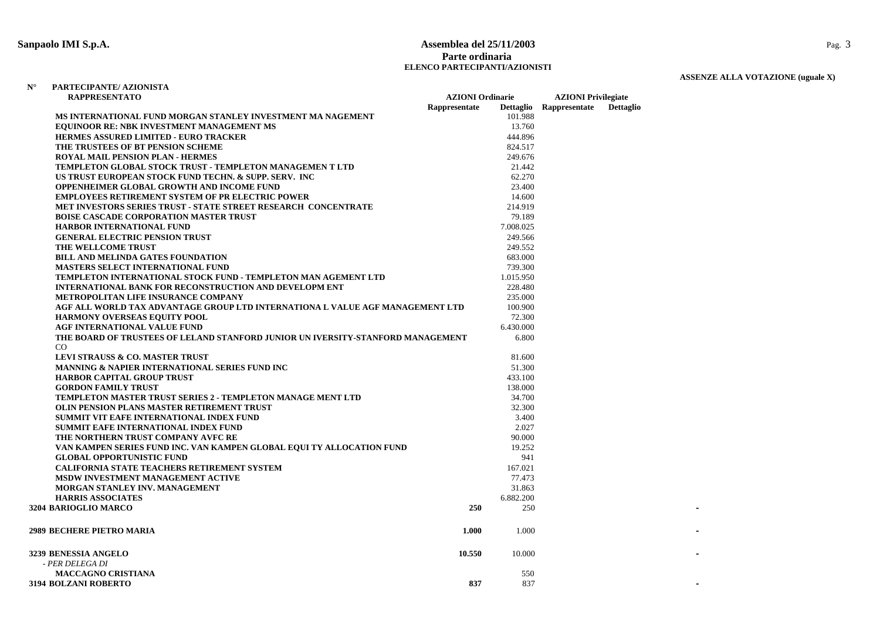**Sanpaolo IMI S.p.A.**

**Assemblea del 25/11/2003**
**Parte ordinaria**
**ELENCO PARTECIPANTI/AZIONISTI**

**ASSENZE ALLA VOTAZIONE (uguale X)**

| N° | PARTECIPANTE/ AZIONISTA RAPPRESENTATO | AZIONI Ordinarie Rappresentate | AZIONI Ordinarie Dettaglio | AZIONI Privilegiate Rappresentate | AZIONI Privilegiate Dettaglio | |
|---|---|---|---|---|---|---|
| | MS INTERNATIONAL FUND MORGAN STANLEY INVESTMENT MA NAGEMENT | | 101.988 | | | |
| | EQUINOOR RE: NBK INVESTMENT MANAGEMENT MS | | 13.760 | | | |
| | HERMES ASSURED LIMITED - EURO TRACKER | | 444.896 | | | |
| | THE TRUSTEES OF BT PENSION SCHEME | | 824.517 | | | |
| | ROYAL MAIL PENSION PLAN - HERMES | | 249.676 | | | |
| | TEMPLETON GLOBAL STOCK TRUST - TEMPLETON MANAGEMEN T LTD | | 21.442 | | | |
| | US TRUST EUROPEAN STOCK FUND TECHN. & SUPP. SERV. INC | | 62.270 | | | |
| | OPPENHEIMER GLOBAL GROWTH AND INCOME FUND | | 23.400 | | | |
| | EMPLOYEES RETIREMENT SYSTEM OF PR ELECTRIC POWER | | 14.600 | | | |
| | MET INVESTORS SERIES TRUST - STATE STREET RESEARCH CONCENTRATE | | 214.919 | | | |
| | BOISE CASCADE CORPORATION MASTER TRUST | | 79.189 | | | |
| | HARBOR INTERNATIONAL FUND | | 7.008.025 | | | |
| | GENERAL ELECTRIC PENSION TRUST | | 249.566 | | | |
| | THE WELLCOME TRUST | | 249.552 | | | |
| | BILL AND MELINDA GATES FOUNDATION | | 683.000 | | | |
| | MASTERS SELECT INTERNATIONAL FUND | | 739.300 | | | |
| | TEMPLETON INTERNATIONAL STOCK FUND - TEMPLETON MAN AGEMENT LTD | | 1.015.950 | | | |
| | INTERNATIONAL BANK FOR RECONSTRUCTION AND DEVELOPM ENT | | 228.480 | | | |
| | METROPOLITAN LIFE INSURANCE COMPANY | | 235.000 | | | |
| | AGF ALL WORLD TAX ADVANTAGE GROUP LTD INTERNATIONA L VALUE AGF MANAGEMENT LTD | | 100.900 | | | |
| | HARMONY OVERSEAS EQUITY POOL | | 72.300 | | | |
| | AGF INTERNATIONAL VALUE FUND | | 6.430.000 | | | |
| | THE BOARD OF TRUSTEES OF LELAND STANFORD JUNIOR UN IVERSITY-STANFORD MANAGEMENT CO | | 6.800 | | | |
| | LEVI STRAUSS & CO. MASTER TRUST | | 81.600 | | | |
| | MANNING & NAPIER INTERNATIONAL SERIES FUND INC | | 51.300 | | | |
| | HARBOR CAPITAL GROUP TRUST | | 433.100 | | | |
| | GORDON FAMILY TRUST | | 138.000 | | | |
| | TEMPLETON MASTER TRUST SERIES 2 - TEMPLETON MANAGE MENT LTD | | 34.700 | | | |
| | OLIN PENSION PLANS MASTER RETIREMENT TRUST | | 32.300 | | | |
| | SUMMIT VIT EAFE INTERNATIONAL INDEX FUND | | 3.400 | | | |
| | SUMMIT EAFE INTERNATIONAL INDEX FUND | | 2.027 | | | |
| | THE NORTHERN TRUST COMPANY AVFC RE | | 90.000 | | | |
| | VAN KAMPEN SERIES FUND INC. VAN KAMPEN GLOBAL EQUI TY ALLOCATION FUND | | 19.252 | | | |
| | GLOBAL OPPORTUNISTIC FUND | | 941 | | | |
| | CALIFORNIA STATE TEACHERS RETIREMENT SYSTEM | | 167.021 | | | |
| | MSDW INVESTMENT MANAGEMENT ACTIVE | | 77.473 | | | |
| | MORGAN STANLEY INV. MANAGEMENT | | 31.863 | | | |
| | HARRIS ASSOCIATES | | 6.882.200 | | | |
| 3204 | BARIOGLIO MARCO | 250 | 250 | | | - |
| 2989 | BECHERE PIETRO MARIA | 1.000 | 1.000 | | | - |
| 3239 | BENESSIA ANGELO | 10.550 | 10.000 | | | - |
| | *- PER DELEGA DI* | | | | | |
| | MACCAGNO CRISTIANA | | 550 | | | |
| 3194 | BOLZANI ROBERTO | 837 | 837 | | | - |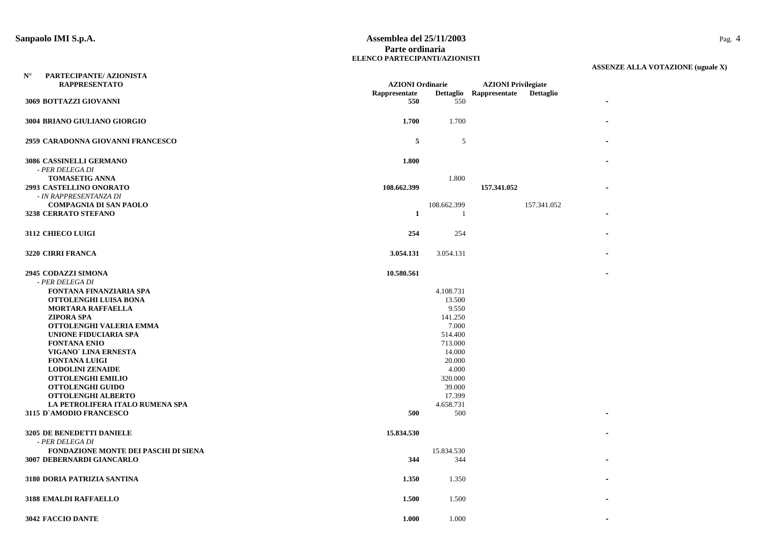**Sanpaolo IMI S.p.A.**

**Assemblea del 25/11/2003**
**Parte ordinaria**
**ELENCO PARTECIPANTI/AZIONISTI**

**ASSENZE ALLA VOTAZIONE (uguale X)**

| N° PARTECIPANTE/ AZIONISTA RAPPRESENTATO | AZIONI Ordinarie | | AZIONI Privilegiate | | |
|---|---|---|---|---|---|
| | Rappresentate | Dettaglio | Rappresentate | Dettaglio | |
| **3069 BOTTAZZI GIOVANNI** | **550** | 550 | | | - |
| **3004 BRIANO GIULIANO GIORGIO** | **1.700** | 1.700 | | | - |
| **2959 CARADONNA GIOVANNI FRANCESCO** | **5** | 5 | | | - |
| **3086 CASSINELLI GERMANO** | **1.800** | | | | - |
| *- PER DELEGA DI* | | | | | |
| **TOMASETIG ANNA** | | 1.800 | | | |
| **2993 CASTELLINO ONORATO** | **108.662.399** | | **157.341.052** | | - |
| *- IN RAPPRESENTANZA DI* | | | | | |
| **COMPAGNIA DI SAN PAOLO** | | 108.662.399 | | 157.341.052 | |
| **3238 CERRATO STEFANO** | **1** | 1 | | | - |
| **3112 CHIECO LUIGI** | **254** | 254 | | | - |
| **3220 CIRRI FRANCA** | **3.054.131** | 3.054.131 | | | - |
| **2945 CODAZZI SIMONA** | **10.580.561** | | | | - |
| *- PER DELEGA DI* | | | | | |
| **FONTANA FINANZIARIA SPA** | | 4.108.731 | | | |
| **OTTOLENGHI LUISA BONA** | | 13.500 | | | |
| **MORTARA RAFFAELLA** | | 9.550 | | | |
| **ZIPORA SPA** | | 141.250 | | | |
| **OTTOLENGHI VALERIA EMMA** | | 7.000 | | | |
| **UNIONE FIDUCIARIA SPA** | | 514.400 | | | |
| **FONTANA ENIO** | | 713.000 | | | |
| **VIGANO` LINA ERNESTA** | | 14.000 | | | |
| **FONTANA LUIGI** | | 20.000 | | | |
| **LODOLINI ZENAIDE** | | 4.000 | | | |
| **OTTOLENGHI EMILIO** | | 320.000 | | | |
| **OTTOLENGHI GUIDO** | | 39.000 | | | |
| **OTTOLENGHI ALBERTO** | | 17.399 | | | |
| **LA PETROLIFERA ITALO RUMENA SPA** | | 4.658.731 | | | |
| **3115 D`AMODIO FRANCESCO** | **500** | 500 | | | - |
| **3205 DE BENEDETTI DANIELE** | **15.834.530** | | | | - |
| *- PER DELEGA DI* | | | | | |
| **FONDAZIONE MONTE DEI PASCHI DI SIENA** | | 15.834.530 | | | |
| **3007 DEBERNARDI GIANCARLO** | **344** | 344 | | | - |
| **3180 DORIA PATRIZIA SANTINA** | **1.350** | 1.350 | | | - |
| **3188 EMALDI RAFFAELLO** | **1.500** | 1.500 | | | - |
| **3042 FACCIO DANTE** | **1.000** | 1.000 | | | - |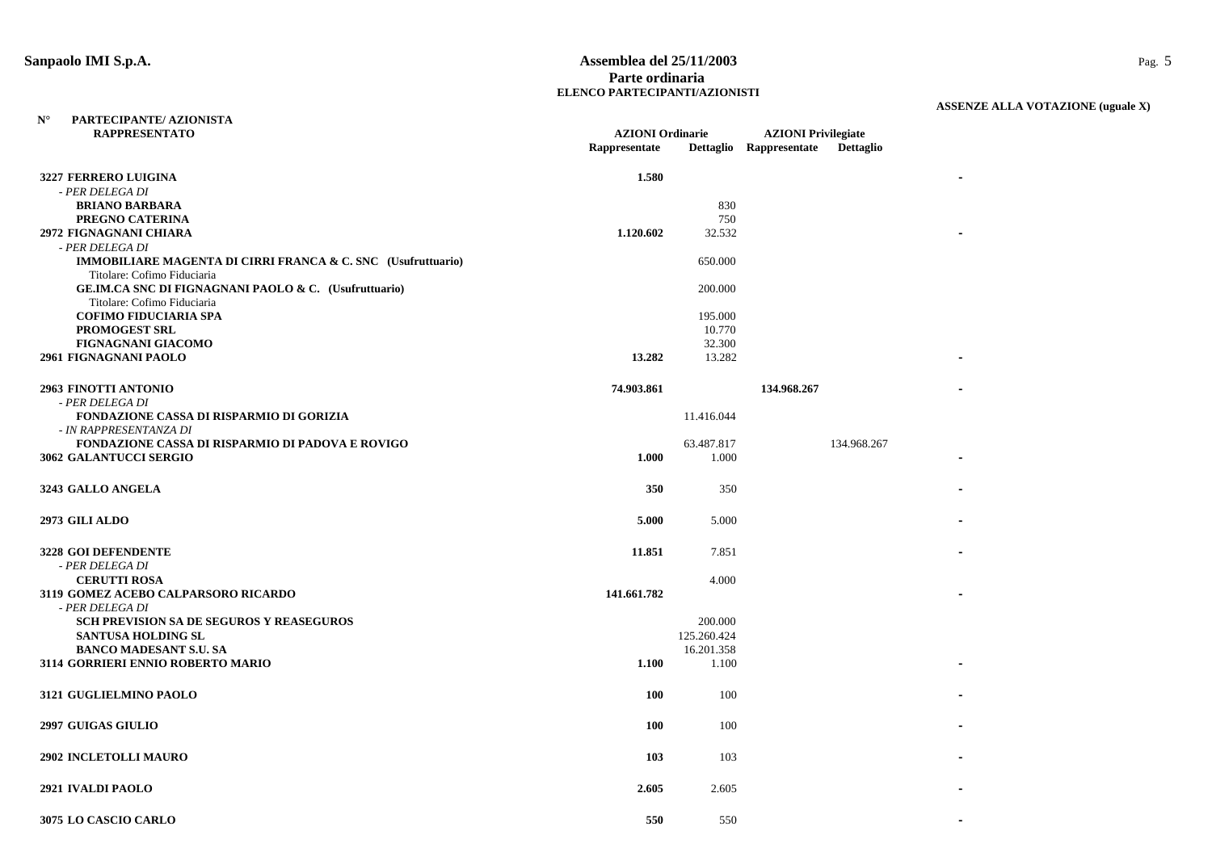**Sanpaolo IMI S.p.A.**

**Assemblea del 25/11/2003**
**Parte ordinaria**
**ELENCO PARTECIPANTI/AZIONISTI**

**ASSENZE ALLA VOTAZIONE (uguale X)**

| N° PARTECIPANTE/ AZIONISTA RAPPRESENTATO | AZIONI Ordinarie | | AZIONI Privilegiate | | |
|---|---|---|---|---|---|
| | Rappresentate | Dettaglio | Rappresentate | Dettaglio | |
| **3227 FERRERO LUIGINA** | **1.580** | | | | - |
| *- PER DELEGA DI* | | | | | |
| **BRIANO BARBARA** | | 830 | | | |
| **PREGNO CATERINA** | | 750 | | | |
| **2972 FIGNAGNANI CHIARA** | **1.120.602** | 32.532 | | | - |
| *- PER DELEGA DI* | | | | | |
| **IMMOBILIARE MAGENTA DI CIRRI FRANCA & C. SNC (Usufruttuario)** | | 650.000 | | | |
| Titolare: Cofimo Fiduciaria | | | | | |
| **GE.IM.CA SNC DI FIGNAGNANI PAOLO & C. (Usufruttuario)** | | 200.000 | | | |
| Titolare: Cofimo Fiduciaria | | | | | |
| **COFIMO FIDUCIARIA SPA** | | 195.000 | | | |
| **PROMOGEST SRL** | | 10.770 | | | |
| **FIGNAGNANI GIACOMO** | | 32.300 | | | |
| **2961 FIGNAGNANI PAOLO** | **13.282** | 13.282 | | | - |
| **2963 FINOTTI ANTONIO** | **74.903.861** | | **134.968.267** | | - |
| *- PER DELEGA DI* | | | | | |
| **FONDAZIONE CASSA DI RISPARMIO DI GORIZIA** | | 11.416.044 | | | |
| *- IN RAPPRESENTANZA DI* | | | | | |
| **FONDAZIONE CASSA DI RISPARMIO DI PADOVA E ROVIGO** | | 63.487.817 | | 134.968.267 | |
| **3062 GALANTUCCI SERGIO** | **1.000** | 1.000 | | | - |
| **3243 GALLO ANGELA** | **350** | 350 | | | - |
| **2973 GILI ALDO** | **5.000** | 5.000 | | | - |
| **3228 GOI DEFENDENTE** | **11.851** | 7.851 | | | - |
| *- PER DELEGA DI* | | | | | |
| **CERUTTI ROSA** | | 4.000 | | | |
| **3119 GOMEZ ACEBO CALPARSORO RICARDO** | **141.661.782** | | | | - |
| *- PER DELEGA DI* | | | | | |
| **SCH PREVISION SA DE SEGUROS Y REASEGUROS** | | 200.000 | | | |
| **SANTUSA HOLDING SL** | | 125.260.424 | | | |
| **BANCO MADESANT S.U. SA** | | 16.201.358 | | | |
| **3114 GORRIERI ENNIO ROBERTO MARIO** | **1.100** | 1.100 | | | - |
| **3121 GUGLIELMINO PAOLO** | **100** | 100 | | | - |
| **2997 GUIGAS GIULIO** | **100** | 100 | | | - |
| **2902 INCLETOLLI MAURO** | **103** | 103 | | | - |
| **2921 IVALDI PAOLO** | **2.605** | 2.605 | | | - |
| **3075 LO CASCIO CARLO** | **550** | 550 | | | - |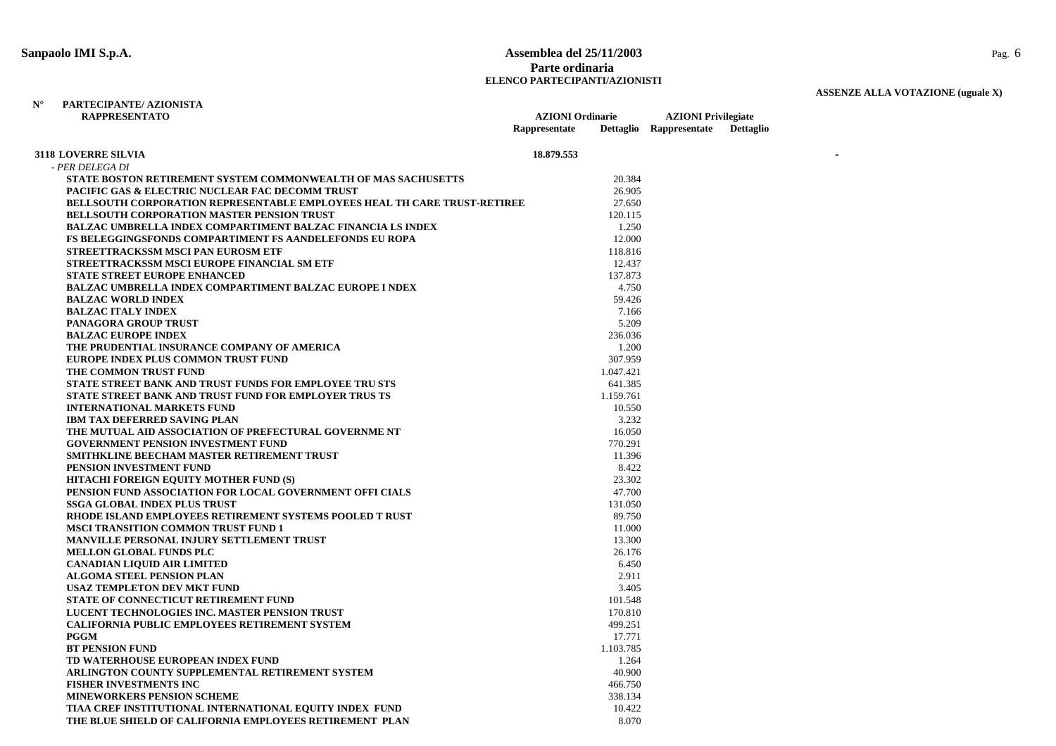**Sanpaolo IMI S.p.A.**

**Assemblea del 25/11/2003**
**Parte ordinaria**
**ELENCO PARTECIPANTI/AZIONISTI**

**ASSENZE ALLA VOTAZIONE (uguale X)**

| N° PARTECIPANTE/ AZIONISTA RAPPRESENTATO | AZIONI Ordinarie Rappresentate | AZIONI Ordinarie Dettaglio | AZIONI Privilegiate Rappresentate | AZIONI Privilegiate Dettaglio | |
|---|---|---|---|---|---|
| **3118 LOVERRE SILVIA** | **18.879.553** | | | | - |
| *- PER DELEGA DI* | | | | | |
| **STATE BOSTON RETIREMENT SYSTEM COMMONWEALTH OF MAS SACHUSETTS** | | 20.384 | | | |
| **PACIFIC GAS & ELECTRIC NUCLEAR FAC DECOMM TRUST** | | 26.905 | | | |
| **BELLSOUTH CORPORATION REPRESENTABLE EMPLOYEES HEAL TH CARE TRUST-RETIREE** | | 27.650 | | | |
| **BELLSOUTH CORPORATION MASTER PENSION TRUST** | | 120.115 | | | |
| **BALZAC UMBRELLA INDEX COMPARTIMENT BALZAC FINANCIA LS INDEX** | | 1.250 | | | |
| **FS BELEGGINGSFONDS COMPARTIMENT FS AANDELEFONDS EU ROPA** | | 12.000 | | | |
| **STREETTRACKSSM MSCI PAN EUROSM ETF** | | 118.816 | | | |
| **STREETTRACKSSM MSCI EUROPE FINANCIAL SM ETF** | | 12.437 | | | |
| **STATE STREET EUROPE ENHANCED** | | 137.873 | | | |
| **BALZAC UMBRELLA INDEX COMPARTIMENT BALZAC EUROPE I NDEX** | | 4.750 | | | |
| **BALZAC WORLD INDEX** | | 59.426 | | | |
| **BALZAC ITALY INDEX** | | 7.166 | | | |
| **PANAGORA GROUP TRUST** | | 5.209 | | | |
| **BALZAC EUROPE INDEX** | | 236.036 | | | |
| **THE PRUDENTIAL INSURANCE COMPANY OF AMERICA** | | 1.200 | | | |
| **EUROPE INDEX PLUS COMMON TRUST FUND** | | 307.959 | | | |
| **THE COMMON TRUST FUND** | | 1.047.421 | | | |
| **STATE STREET BANK AND TRUST FUNDS FOR EMPLOYEE TRU STS** | | 641.385 | | | |
| **STATE STREET BANK AND TRUST FUND FOR EMPLOYER TRUS TS** | | 1.159.761 | | | |
| **INTERNATIONAL MARKETS FUND** | | 10.550 | | | |
| **IBM TAX DEFERRED SAVING PLAN** | | 3.232 | | | |
| **THE MUTUAL AID ASSOCIATION OF PREFECTURAL GOVERNME NT** | | 16.050 | | | |
| **GOVERNMENT PENSION INVESTMENT FUND** | | 770.291 | | | |
| **SMITHKLINE BEECHAM MASTER RETIREMENT TRUST** | | 11.396 | | | |
| **PENSION INVESTMENT FUND** | | 8.422 | | | |
| **HITACHI FOREIGN EQUITY MOTHER FUND (S)** | | 23.302 | | | |
| **PENSION FUND ASSOCIATION FOR LOCAL GOVERNMENT OFFI CIALS** | | 47.700 | | | |
| **SSGA GLOBAL INDEX PLUS TRUST** | | 131.050 | | | |
| **RHODE ISLAND EMPLOYEES RETIREMENT SYSTEMS POOLED T RUST** | | 89.750 | | | |
| **MSCI TRANSITION COMMON TRUST FUND 1** | | 11.000 | | | |
| **MANVILLE PERSONAL INJURY SETTLEMENT TRUST** | | 13.300 | | | |
| **MELLON GLOBAL FUNDS PLC** | | 26.176 | | | |
| **CANADIAN LIQUID AIR LIMITED** | | 6.450 | | | |
| **ALGOMA STEEL PENSION PLAN** | | 2.911 | | | |
| **USAZ TEMPLETON DEV MKT FUND** | | 3.405 | | | |
| **STATE OF CONNECTICUT RETIREMENT FUND** | | 101.548 | | | |
| **LUCENT TECHNOLOGIES INC. MASTER PENSION TRUST** | | 170.810 | | | |
| **CALIFORNIA PUBLIC EMPLOYEES RETIREMENT SYSTEM** | | 499.251 | | | |
| **PGGM** | | 17.771 | | | |
| **BT PENSION FUND** | | 1.103.785 | | | |
| **TD WATERHOUSE EUROPEAN INDEX FUND** | | 1.264 | | | |
| **ARLINGTON COUNTY SUPPLEMENTAL RETIREMENT SYSTEM** | | 40.900 | | | |
| **FISHER INVESTMENTS INC** | | 466.750 | | | |
| **MINEWORKERS PENSION SCHEME** | | 338.134 | | | |
| **TIAA CREF INSTITUTIONAL INTERNATIONAL EQUITY INDEX FUND** | | 10.422 | | | |
| **THE BLUE SHIELD OF CALIFORNIA EMPLOYEES RETIREMENT PLAN** | | 8.070 | | | |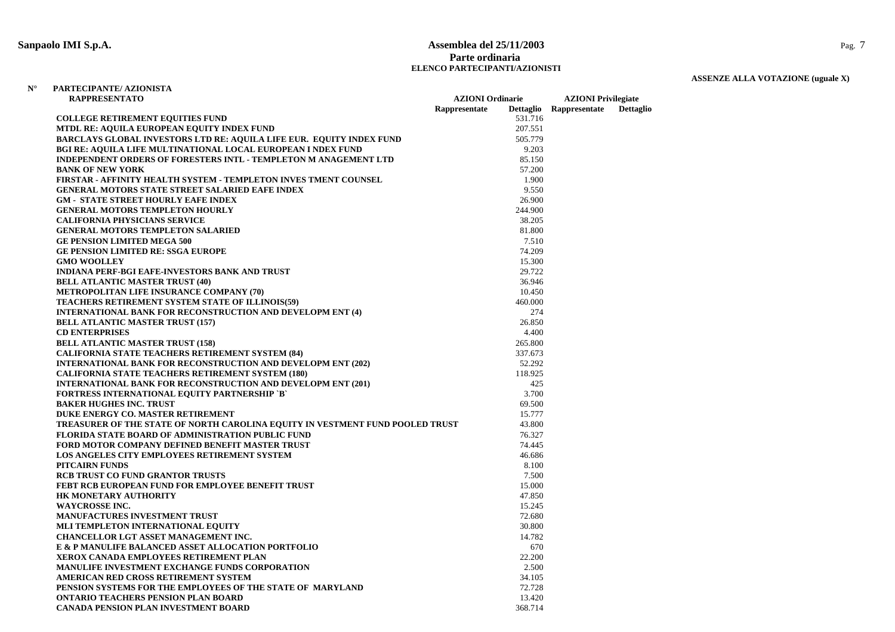# Sanpaolo IMI S.p.A.

## Assemblea del 25/11/2003

### Parte ordinaria

**ELENCO PARTECIPANTI/AZIONISTI**

**ASSENZE ALLA VOTAZIONE (uguale X)**

| N° | PARTECIPANTE/ AZIONISTA RAPPRESENTATO | AZIONI Ordinarie | | AZIONI Privilegiate | |
|---|---|---|---|---|---|
| | | Rappresentate | Dettaglio | Rappresentate | Dettaglio |
| | COLLEGE RETIREMENT EQUITIES FUND | | 531.716 | | |
| | MTDL RE: AQUILA EUROPEAN EQUITY INDEX FUND | | 207.551 | | |
| | BARCLAYS GLOBAL INVESTORS LTD RE: AQUILA LIFE EUR. EQUITY INDEX FUND | | 505.779 | | |
| | BGI RE: AQUILA LIFE MULTINATIONAL LOCAL EUROPEAN I NDEX FUND | | 9.203 | | |
| | INDEPENDENT ORDERS OF FORESTERS INTL - TEMPLETON M ANAGEMENT LTD | | 85.150 | | |
| | BANK OF NEW YORK | | 57.200 | | |
| | FIRSTAR - AFFINITY HEALTH SYSTEM - TEMPLETON INVES TMENT COUNSEL | | 1.900 | | |
| | GENERAL MOTORS STATE STREET SALARIED EAFE INDEX | | 9.550 | | |
| | GM - STATE STREET HOURLY EAFE INDEX | | 26.900 | | |
| | GENERAL MOTORS TEMPLETON HOURLY | | 244.900 | | |
| | CALIFORNIA PHYSICIANS SERVICE | | 38.205 | | |
| | GENERAL MOTORS TEMPLETON SALARIED | | 81.800 | | |
| | GE PENSION LIMITED MEGA 500 | | 7.510 | | |
| | GE PENSION LIMITED RE: SSGA EUROPE | | 74.209 | | |
| | GMO WOOLLEY | | 15.300 | | |
| | INDIANA PERF-BGI EAFE-INVESTORS BANK AND TRUST | | 29.722 | | |
| | BELL ATLANTIC MASTER TRUST (40) | | 36.946 | | |
| | METROPOLITAN LIFE INSURANCE COMPANY (70) | | 10.450 | | |
| | TEACHERS RETIREMENT SYSTEM STATE OF ILLINOIS(59) | | 460.000 | | |
| | INTERNATIONAL BANK FOR RECONSTRUCTION AND DEVELOPM ENT (4) | | 274 | | |
| | BELL ATLANTIC MASTER TRUST (157) | | 26.850 | | |
| | CD ENTERPRISES | | 4.400 | | |
| | BELL ATLANTIC MASTER TRUST (158) | | 265.800 | | |
| | CALIFORNIA STATE TEACHERS RETIREMENT SYSTEM (84) | | 337.673 | | |
| | INTERNATIONAL BANK FOR RECONSTRUCTION AND DEVELOPM ENT (202) | | 52.292 | | |
| | CALIFORNIA STATE TEACHERS RETIREMENT SYSTEM (180) | | 118.925 | | |
| | INTERNATIONAL BANK FOR RECONSTRUCTION AND DEVELOPM ENT (201) | | 425 | | |
| | FORTRESS INTERNATIONAL EQUITY PARTNERSHIP `B` | | 3.700 | | |
| | BAKER HUGHES INC. TRUST | | 69.500 | | |
| | DUKE ENERGY CO. MASTER RETIREMENT | | 15.777 | | |
| | TREASURER OF THE STATE OF NORTH CAROLINA EQUITY IN VESTMENT FUND POOLED TRUST | | 43.800 | | |
| | FLORIDA STATE BOARD OF ADMINISTRATION PUBLIC FUND | | 76.327 | | |
| | FORD MOTOR COMPANY DEFINED BENEFIT MASTER TRUST | | 74.445 | | |
| | LOS ANGELES CITY EMPLOYEES RETIREMENT SYSTEM | | 46.686 | | |
| | PITCAIRN FUNDS | | 8.100 | | |
| | RCB TRUST CO FUND GRANTOR TRUSTS | | 7.500 | | |
| | FEBT RCB EUROPEAN FUND FOR EMPLOYEE BENEFIT TRUST | | 15.000 | | |
| | HK MONETARY AUTHORITY | | 47.850 | | |
| | WAYCROSSE INC. | | 15.245 | | |
| | MANUFACTURES INVESTMENT TRUST | | 72.680 | | |
| | MLI TEMPLETON INTERNATIONAL EQUITY | | 30.800 | | |
| | CHANCELLOR LGT ASSET MANAGEMENT INC. | | 14.782 | | |
| | E & P MANULIFE BALANCED ASSET ALLOCATION PORTFOLIO | | 670 | | |
| | XEROX CANADA EMPLOYEES RETIREMENT PLAN | | 22.200 | | |
| | MANULIFE INVESTMENT EXCHANGE FUNDS CORPORATION | | 2.500 | | |
| | AMERICAN RED CROSS RETIREMENT SYSTEM | | 34.105 | | |
| | PENSION SYSTEMS FOR THE EMPLOYEES OF THE STATE OF MARYLAND | | 72.728 | | |
| | ONTARIO TEACHERS PENSION PLAN BOARD | | 13.420 | | |
| | CANADA PENSION PLAN INVESTMENT BOARD | | 368.714 | | |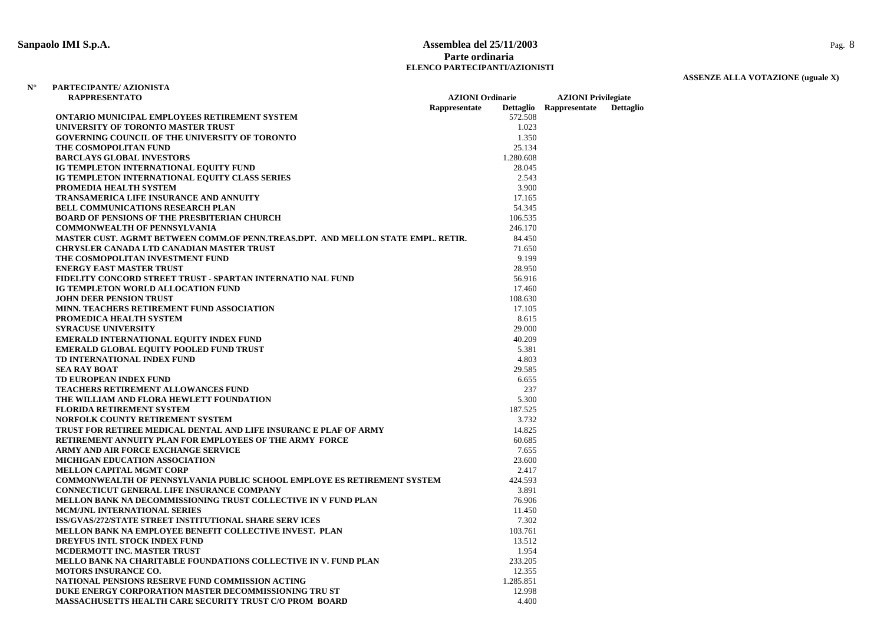**Sanpaolo IMI S.p.A.**

**Assemblea del 25/11/2003**
**Parte ordinaria**
**ELENCO PARTECIPANTI/AZIONISTI**

**ASSENZE ALLA VOTAZIONE (uguale X)**

| N° | PARTECIPANTE/ AZIONISTA RAPPRESENTATO | AZIONI Ordinarie Rappresentate | AZIONI Ordinarie Dettaglio | AZIONI Privilegiate Rappresentate | AZIONI Privilegiate Dettaglio |
|---|---|---|---|---|---|
| | ONTARIO MUNICIPAL EMPLOYEES RETIREMENT SYSTEM | | 572.508 | | |
| | UNIVERSITY OF TORONTO MASTER TRUST | | 1.023 | | |
| | GOVERNING COUNCIL OF THE UNIVERSITY OF TORONTO | | 1.350 | | |
| | THE COSMOPOLITAN FUND | | 25.134 | | |
| | BARCLAYS GLOBAL INVESTORS | | 1.280.608 | | |
| | IG TEMPLETON INTERNATIONAL EQUITY FUND | | 28.045 | | |
| | IG TEMPLETON INTERNATIONAL EQUITY CLASS SERIES | | 2.543 | | |
| | PROMEDIA HEALTH SYSTEM | | 3.900 | | |
| | TRANSAMERICA LIFE INSURANCE AND ANNUITY | | 17.165 | | |
| | BELL COMMUNICATIONS RESEARCH PLAN | | 54.345 | | |
| | BOARD OF PENSIONS OF THE PRESBITERIAN CHURCH | | 106.535 | | |
| | COMMONWEALTH OF PENNSYLVANIA | | 246.170 | | |
| | MASTER CUST. AGRMT BETWEEN COMM.OF PENN.TREAS.DPT. AND MELLON STATE EMPL. RETIR. | | 84.450 | | |
| | CHRYSLER CANADA LTD CANADIAN MASTER TRUST | | 71.650 | | |
| | THE COSMOPOLITAN INVESTMENT FUND | | 9.199 | | |
| | ENERGY EAST MASTER TRUST | | 28.950 | | |
| | FIDELITY CONCORD STREET TRUST - SPARTAN INTERNATIO NAL FUND | | 56.916 | | |
| | IG TEMPLETON WORLD ALLOCATION FUND | | 17.460 | | |
| | JOHN DEER PENSION TRUST | | 108.630 | | |
| | MINN. TEACHERS RETIREMENT FUND ASSOCIATION | | 17.105 | | |
| | PROMEDICA HEALTH SYSTEM | | 8.615 | | |
| | SYRACUSE UNIVERSITY | | 29.000 | | |
| | EMERALD INTERNATIONAL EQUITY INDEX FUND | | 40.209 | | |
| | EMERALD GLOBAL EQUITY POOLED FUND TRUST | | 5.381 | | |
| | TD INTERNATIONAL INDEX FUND | | 4.803 | | |
| | SEA RAY BOAT | | 29.585 | | |
| | TD EUROPEAN INDEX FUND | | 6.655 | | |
| | TEACHERS RETIREMENT ALLOWANCES FUND | | 237 | | |
| | THE WILLIAM AND FLORA HEWLETT FOUNDATION | | 5.300 | | |
| | FLORIDA RETIREMENT SYSTEM | | 187.525 | | |
| | NORFOLK COUNTY RETIREMENT SYSTEM | | 3.732 | | |
| | TRUST FOR RETIREE MEDICAL DENTAL AND LIFE INSURANC E PLAF OF ARMY | | 14.825 | | |
| | RETIREMENT ANNUITY PLAN FOR EMPLOYEES OF THE ARMY FORCE | | 60.685 | | |
| | ARMY AND AIR FORCE EXCHANGE SERVICE | | 7.655 | | |
| | MICHIGAN EDUCATION ASSOCIATION | | 23.600 | | |
| | MELLON CAPITAL MGMT CORP | | 2.417 | | |
| | COMMONWEALTH OF PENNSYLVANIA PUBLIC SCHOOL EMPLOYE ES RETIREMENT SYSTEM | | 424.593 | | |
| | CONNECTICUT GENERAL LIFE INSURANCE COMPANY | | 3.891 | | |
| | MELLON BANK NA DECOMMISSIONING TRUST COLLECTIVE IN V FUND PLAN | | 76.906 | | |
| | MCM/JNL INTERNATIONAL SERIES | | 11.450 | | |
| | ISS/GVAS/272/STATE STREET INSTITUTIONAL SHARE SERV ICES | | 7.302 | | |
| | MELLON BANK NA EMPLOYEE BENEFIT COLLECTIVE INVEST. PLAN | | 103.761 | | |
| | DREYFUS INTL STOCK INDEX FUND | | 13.512 | | |
| | MCDERMOTT INC. MASTER TRUST | | 1.954 | | |
| | MELLO BANK NA CHARITABLE FOUNDATIONS COLLECTIVE IN V. FUND PLAN | | 233.205 | | |
| | MOTORS INSURANCE CO. | | 12.355 | | |
| | NATIONAL PENSIONS RESERVE FUND COMMISSION ACTING | | 1.285.851 | | |
| | DUKE ENERGY CORPORATION MASTER DECOMMISSIONING TRU ST | | 12.998 | | |
| | MASSACHUSETTS HEALTH CARE SECURITY TRUST C/O PROM BOARD | | 4.400 | | |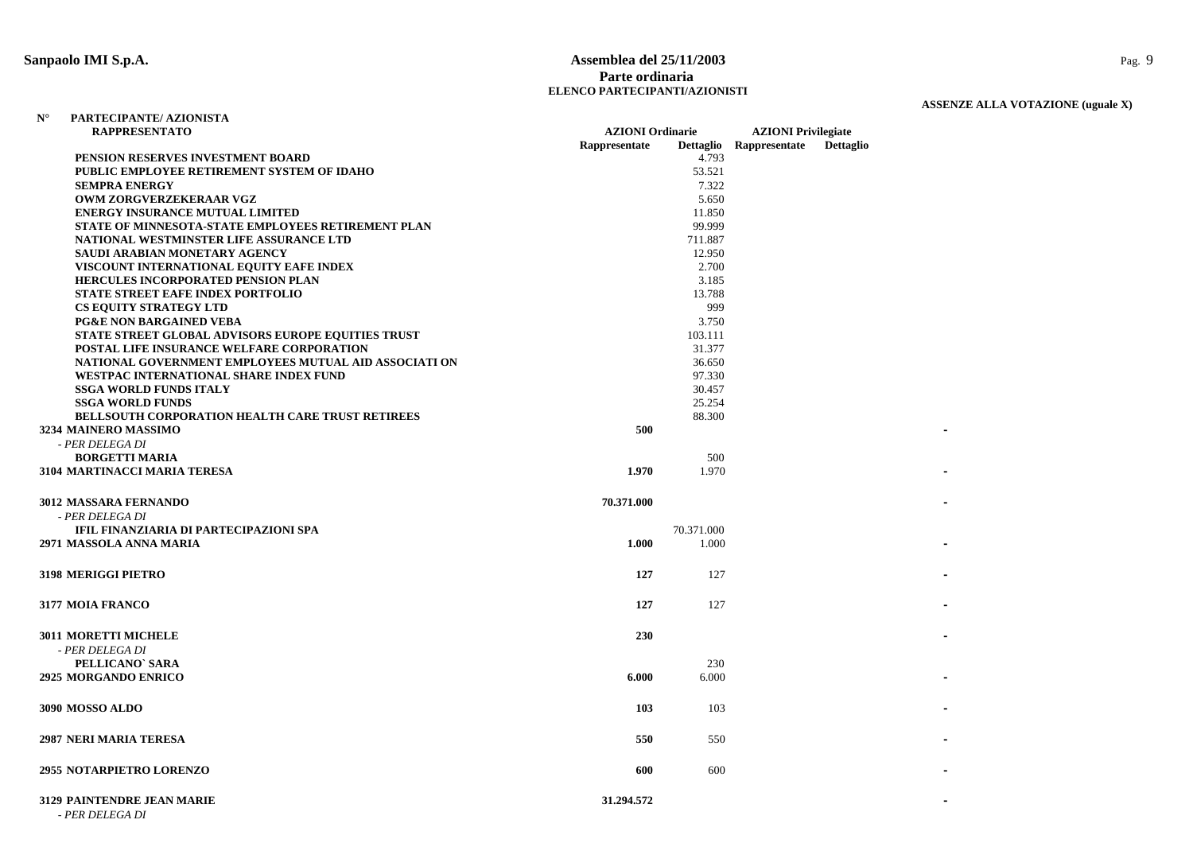**Sanpaolo IMI S.p.A.**

**Assemblea del 25/11/2003**
**Parte ordinaria**
**ELENCO PARTECIPANTI/AZIONISTI**

**ASSENZE ALLA VOTAZIONE (uguale X)**

| N° | PARTECIPANTE/ AZIONISTA RAPPRESENTATO | AZIONI Ordinarie | | AZIONI Privilegiate | | |
|---|---|---|---|---|---|---|
| | | Rappresentate | Dettaglio | Rappresentate | Dettaglio | |
| | PENSION RESERVES INVESTMENT BOARD | | 4.793 | | | |
| | PUBLIC EMPLOYEE RETIREMENT SYSTEM OF IDAHO | | 53.521 | | | |
| | SEMPRA ENERGY | | 7.322 | | | |
| | OWM ZORGVERZEKERAAR VGZ | | 5.650 | | | |
| | ENERGY INSURANCE MUTUAL LIMITED | | 11.850 | | | |
| | STATE OF MINNESOTA-STATE EMPLOYEES RETIREMENT PLAN | | 99.999 | | | |
| | NATIONAL WESTMINSTER LIFE ASSURANCE LTD | | 711.887 | | | |
| | SAUDI ARABIAN MONETARY AGENCY | | 12.950 | | | |
| | VISCOUNT INTERNATIONAL EQUITY EAFE INDEX | | 2.700 | | | |
| | HERCULES INCORPORATED PENSION PLAN | | 3.185 | | | |
| | STATE STREET EAFE INDEX PORTFOLIO | | 13.788 | | | |
| | CS EQUITY STRATEGY LTD | | 999 | | | |
| | PG&E NON BARGAINED VEBA | | 3.750 | | | |
| | STATE STREET GLOBAL ADVISORS EUROPE EQUITIES TRUST | | 103.111 | | | |
| | POSTAL LIFE INSURANCE WELFARE CORPORATION | | 31.377 | | | |
| | NATIONAL GOVERNMENT EMPLOYEES MUTUAL AID ASSOCIATI ON | | 36.650 | | | |
| | WESTPAC INTERNATIONAL SHARE INDEX FUND | | 97.330 | | | |
| | SSGA WORLD FUNDS ITALY | | 30.457 | | | |
| | SSGA WORLD FUNDS | | 25.254 | | | |
| | BELLSOUTH CORPORATION HEALTH CARE TRUST RETIREES | | 88.300 | | | |
| 3234 | MAINERO MASSIMO | **500** | | | | - |
| | *- PER DELEGA DI* | | | | | |
| | BORGETTI MARIA | | 500 | | | |
| 3104 | MARTINACCI MARIA TERESA | **1.970** | 1.970 | | | - |
| 3012 | MASSARA FERNANDO | **70.371.000** | | | | - |
| | *- PER DELEGA DI* | | | | | |
| | IFIL FINANZIARIA DI PARTECIPAZIONI SPA | | 70.371.000 | | | |
| 2971 | MASSOLA ANNA MARIA | **1.000** | 1.000 | | | - |
| 3198 | MERIGGI PIETRO | **127** | 127 | | | - |
| 3177 | MOIA FRANCO | **127** | 127 | | | - |
| 3011 | MORETTI MICHELE | **230** | | | | - |
| | *- PER DELEGA DI* | | | | | |
| | PELLICANO` SARA | | 230 | | | |
| 2925 | MORGANDO ENRICO | **6.000** | 6.000 | | | - |
| 3090 | MOSSO ALDO | **103** | 103 | | | - |
| 2987 | NERI MARIA TERESA | **550** | 550 | | | - |
| 2955 | NOTARPIETRO LORENZO | **600** | 600 | | | - |
| 3129 | PAINTENDRE JEAN MARIE | **31.294.572** | | | | - |
| | *- PER DELEGA DI* | | | | | |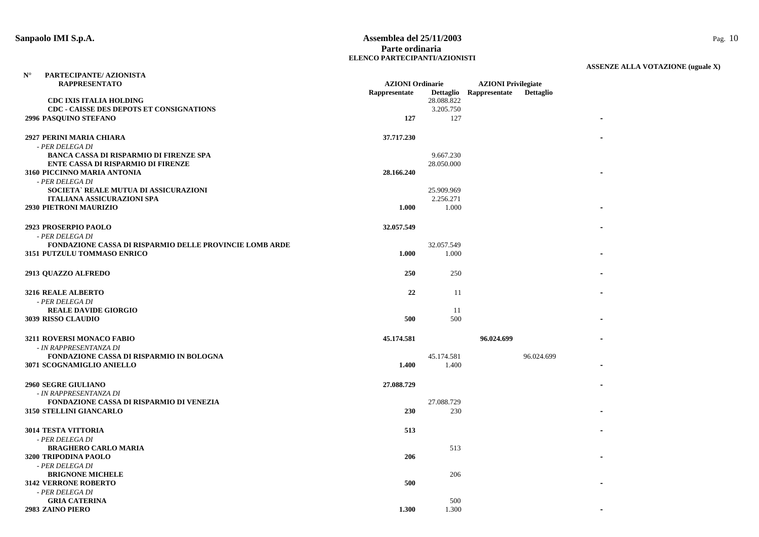# Sanpaolo IMI S.p.A.

## Assemblea del 25/11/2003
## Parte ordinaria
### ELENCO PARTECIPANTI/AZIONISTI

**ASSENZE ALLA VOTAZIONE (uguale X)**

| N° PARTECIPANTE/ AZIONISTA RAPPRESENTATO | AZIONI Ordinarie Rappresentate | Dettaglio | AZIONI Privilegiate Rappresentate | Dettaglio | |
|---|---|---|---|---|---|
| **CDC IXIS ITALIA HOLDING** | | 28.088.822 | | | |
| **CDC - CAISSE DES DEPOTS ET CONSIGNATIONS** | | 3.205.750 | | | |
| **2996 PASQUINO STEFANO** | **127** | 127 | | | - |
| **2927 PERINI MARIA CHIARA** | **37.717.230** | | | | - |
| *- PER DELEGA DI* | | | | | |
| **BANCA CASSA DI RISPARMIO DI FIRENZE SPA** | | 9.667.230 | | | |
| **ENTE CASSA DI RISPARMIO DI FIRENZE** | | 28.050.000 | | | |
| **3160 PICCINNO MARIA ANTONIA** | **28.166.240** | | | | - |
| *- PER DELEGA DI* | | | | | |
| **SOCIETA` REALE MUTUA DI ASSICURAZIONI** | | 25.909.969 | | | |
| **ITALIANA ASSICURAZIONI SPA** | | 2.256.271 | | | |
| **2930 PIETRONI MAURIZIO** | **1.000** | 1.000 | | | - |
| **2923 PROSERPIO PAOLO** | **32.057.549** | | | | - |
| *- PER DELEGA DI* | | | | | |
| **FONDAZIONE CASSA DI RISPARMIO DELLE PROVINCIE LOMB ARDE** | | 32.057.549 | | | |
| **3151 PUTZULU TOMMASO ENRICO** | **1.000** | 1.000 | | | - |
| **2913 QUAZZO ALFREDO** | **250** | 250 | | | - |
| **3216 REALE ALBERTO** | **22** | 11 | | | - |
| *- PER DELEGA DI* | | | | | |
| **REALE DAVIDE GIORGIO** | | 11 | | | |
| **3039 RISSO CLAUDIO** | **500** | 500 | | | - |
| **3211 ROVERSI MONACO FABIO** | **45.174.581** | | **96.024.699** | | - |
| *- IN RAPPRESENTANZA DI* | | | | | |
| **FONDAZIONE CASSA DI RISPARMIO IN BOLOGNA** | | 45.174.581 | | 96.024.699 | |
| **3071 SCOGNAMIGLIO ANIELLO** | **1.400** | 1.400 | | | - |
| **2960 SEGRE GIULIANO** | **27.088.729** | | | | - |
| *- IN RAPPRESENTANZA DI* | | | | | |
| **FONDAZIONE CASSA DI RISPARMIO DI VENEZIA** | | 27.088.729 | | | |
| **3150 STELLINI GIANCARLO** | **230** | 230 | | | - |
| **3014 TESTA VITTORIA** | **513** | | | | - |
| *- PER DELEGA DI* | | | | | |
| **BRAGHERO CARLO MARIA** | | 513 | | | |
| **3200 TRIPODINA PAOLO** | **206** | | | | - |
| *- PER DELEGA DI* | | | | | |
| **BRIGNONE MICHELE** | | 206 | | | |
| **3142 VERRONE ROBERTO** | **500** | | | | - |
| *- PER DELEGA DI* | | | | | |
| **GRIA CATERINA** | | 500 | | | |
| **2983 ZAINO PIERO** | **1.300** | 1.300 | | | - |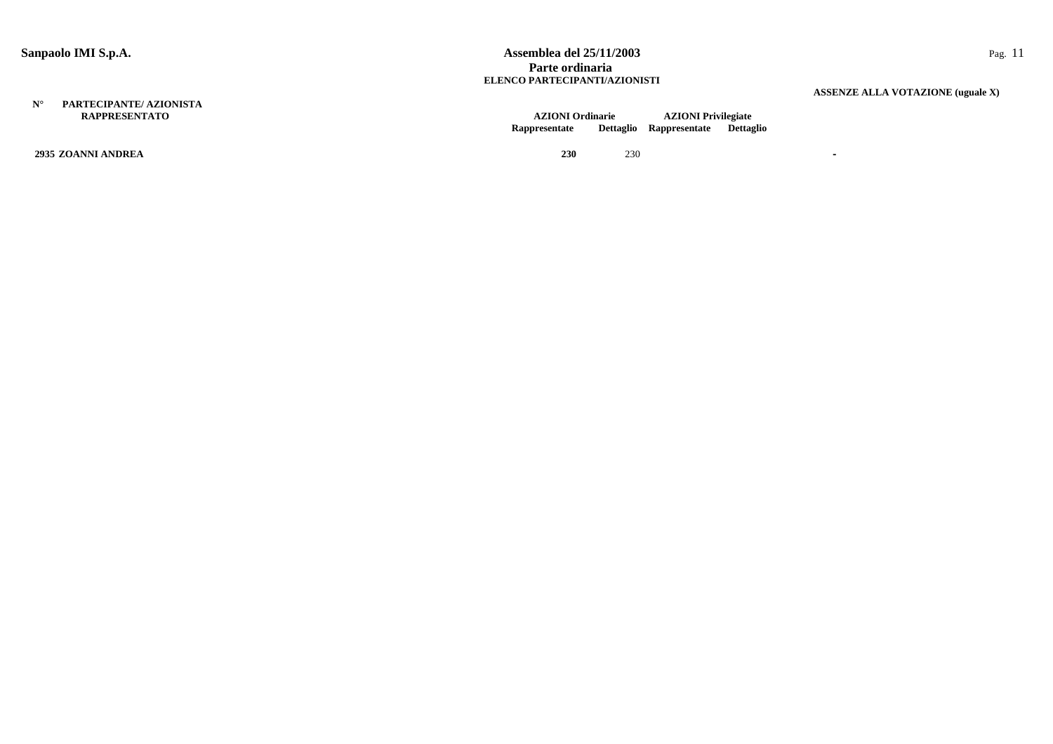| N° | PARTECIPANTE/ AZIONISTA RAPPRESENTATO | AZIONI Ordinarie | | AZIONI Privilegiate | | ASSENZE ALLA VOTAZIONE (uguale X) |
|---|---|---|---|---|---|---|
| | | Rappresentate | Dettaglio | Rappresentate | Dettaglio | |
| 2935 | ZOANNI ANDREA | **230** | 230 | | | - |